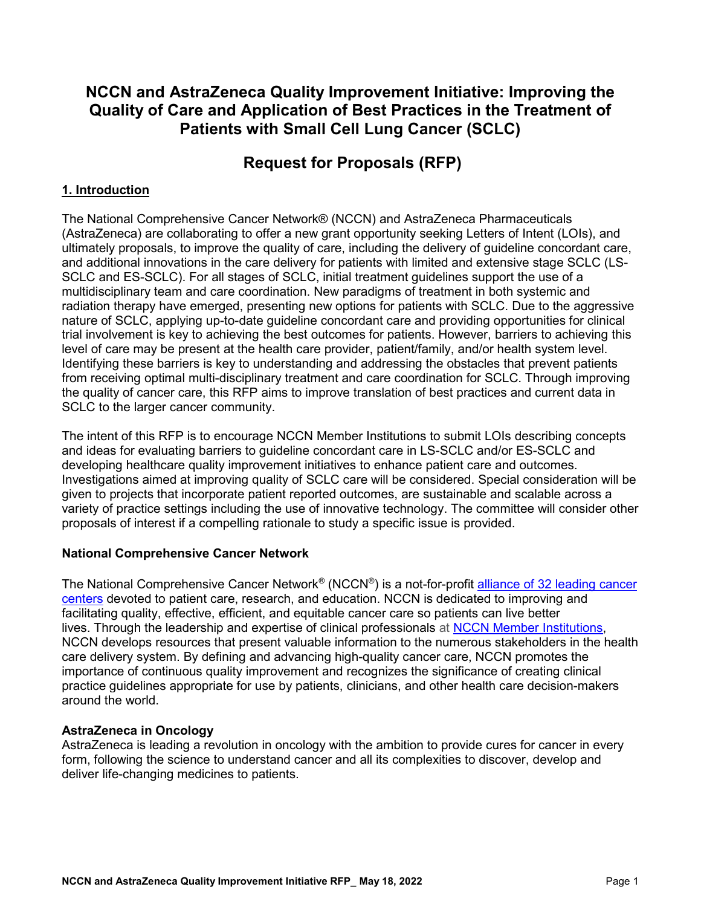# NCCN and AstraZeneca Quality Improvement Initiative: Improving the Quality of Care and Application of Best Practices in the Treatment of Patients with Small Cell Lung Cancer (SCLC)

## Request for Proposals (RFP)

### 1. Introduction

The National Comprehensive Cancer Network® (NCCN) and AstraZeneca Pharmaceuticals (AstraZeneca) are collaborating to offer a new grant opportunity seeking Letters of Intent (LOIs), and ultimately proposals, to improve the quality of care, including the delivery of guideline concordant care, and additional innovations in the care delivery for patients with limited and extensive stage SCLC (LS-SCLC and ES-SCLC). For all stages of SCLC, initial treatment guidelines support the use of a multidisciplinary team and care coordination. New paradigms of treatment in both systemic and radiation therapy have emerged, presenting new options for patients with SCLC. Due to the aggressive nature of SCLC, applying up-to-date guideline concordant care and providing opportunities for clinical trial involvement is key to achieving the best outcomes for patients. However, barriers to achieving this level of care may be present at the health care provider, patient/family, and/or health system level. Identifying these barriers is key to understanding and addressing the obstacles that prevent patients from receiving optimal multi-disciplinary treatment and care coordination for SCLC. Through improving the quality of cancer care, this RFP aims to improve translation of best practices and current data in SCLC to the larger cancer community.

The intent of this RFP is to encourage NCCN Member Institutions to submit LOIs describing concepts and ideas for evaluating barriers to guideline concordant care in LS-SCLC and/or ES-SCLC and developing healthcare quality improvement initiatives to enhance patient care and outcomes. Investigations aimed at improving quality of SCLC care will be considered. Special consideration will be given to projects that incorporate patient reported outcomes, are sustainable and scalable across a variety of practice settings including the use of innovative technology. The committee will consider other proposals of interest if a compelling rationale to study a specific issue is provided.

**National Comprehensive Cancer Network**

The National Comprehensive Cancer Network® (NCCN®) is a not-for-profit [alliance of 32 leading cancer centers] devoted to patient care, research, and education. NCCN is dedicated to improving and facilitating quality, effective, efficient, and equitable cancer care so patients can live better lives. Through the leadership and expertise of clinical professionals at [NCCN Member Institutions], NCCN develops resources that present valuable information to the numerous stakeholders in the health care delivery system. By defining and advancing high-quality cancer care, NCCN promotes the importance of continuous quality improvement and recognizes the significance of creating clinical practice guidelines appropriate for use by patients, clinicians, and other health care decision-makers around the world.

**AstraZeneca in Oncology**

AstraZeneca is leading a revolution in oncology with the ambition to provide cures for cancer in every form, following the science to understand cancer and all its complexities to discover, develop and deliver life-changing medicines to patients.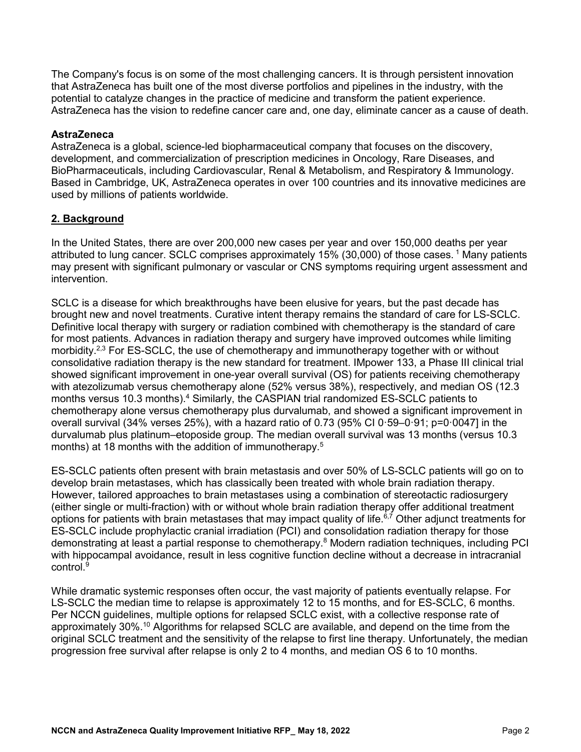The Company's focus is on some of the most challenging cancers. It is through persistent innovation that AstraZeneca has built one of the most diverse portfolios and pipelines in the industry, with the potential to catalyze changes in the practice of medicine and transform the patient experience. AstraZeneca has the vision to redefine cancer care and, one day, eliminate cancer as a cause of death.

**AstraZeneca**
AstraZeneca is a global, science-led biopharmaceutical company that focuses on the discovery, development, and commercialization of prescription medicines in Oncology, Rare Diseases, and BioPharmaceuticals, including Cardiovascular, Renal & Metabolism, and Respiratory & Immunology. Based in Cambridge, UK, AstraZeneca operates in over 100 countries and its innovative medicines are used by millions of patients worldwide.

## 2. Background

In the United States, there are over 200,000 new cases per year and over 150,000 deaths per year attributed to lung cancer. SCLC comprises approximately 15% (30,000) of those cases. [1] Many patients may present with significant pulmonary or vascular or CNS symptoms requiring urgent assessment and intervention.

SCLC is a disease for which breakthroughs have been elusive for years, but the past decade has brought new and novel treatments. Curative intent therapy remains the standard of care for LS-SCLC. Definitive local therapy with surgery or radiation combined with chemotherapy is the standard of care for most patients. Advances in radiation therapy and surgery have improved outcomes while limiting morbidity.[2,3] For ES-SCLC, the use of chemotherapy and immunotherapy together with or without consolidative radiation therapy is the new standard for treatment. IMpower 133, a Phase III clinical trial showed significant improvement in one-year overall survival (OS) for patients receiving chemotherapy with atezolizumab versus chemotherapy alone (52% versus 38%), respectively, and median OS (12.3 months versus 10.3 months).[4] Similarly, the CASPIAN trial randomized ES-SCLC patients to chemotherapy alone versus chemotherapy plus durvalumab, and showed a significant improvement in overall survival (34% verses 25%), with a hazard ratio of 0.73 (95% CI 0·59–0·91; p=0·0047] in the durvalumab plus platinum–etoposide group. The median overall survival was 13 months (versus 10.3 months) at 18 months with the addition of immunotherapy.[5]

ES-SCLC patients often present with brain metastasis and over 50% of LS-SCLC patients will go on to develop brain metastases, which has classically been treated with whole brain radiation therapy. However, tailored approaches to brain metastases using a combination of stereotactic radiosurgery (either single or multi-fraction) with or without whole brain radiation therapy offer additional treatment options for patients with brain metastases that may impact quality of life.[6,7] Other adjunct treatments for ES-SCLC include prophylactic cranial irradiation (PCI) and consolidation radiation therapy for those demonstrating at least a partial response to chemotherapy.[8] Modern radiation techniques, including PCI with hippocampal avoidance, result in less cognitive function decline without a decrease in intracranial control.[9]

While dramatic systemic responses often occur, the vast majority of patients eventually relapse. For LS-SCLC the median time to relapse is approximately 12 to 15 months, and for ES-SCLC, 6 months. Per NCCN guidelines, multiple options for relapsed SCLC exist, with a collective response rate of approximately 30%.[10] Algorithms for relapsed SCLC are available, and depend on the time from the original SCLC treatment and the sensitivity of the relapse to first line therapy. Unfortunately, the median progression free survival after relapse is only 2 to 4 months, and median OS 6 to 10 months.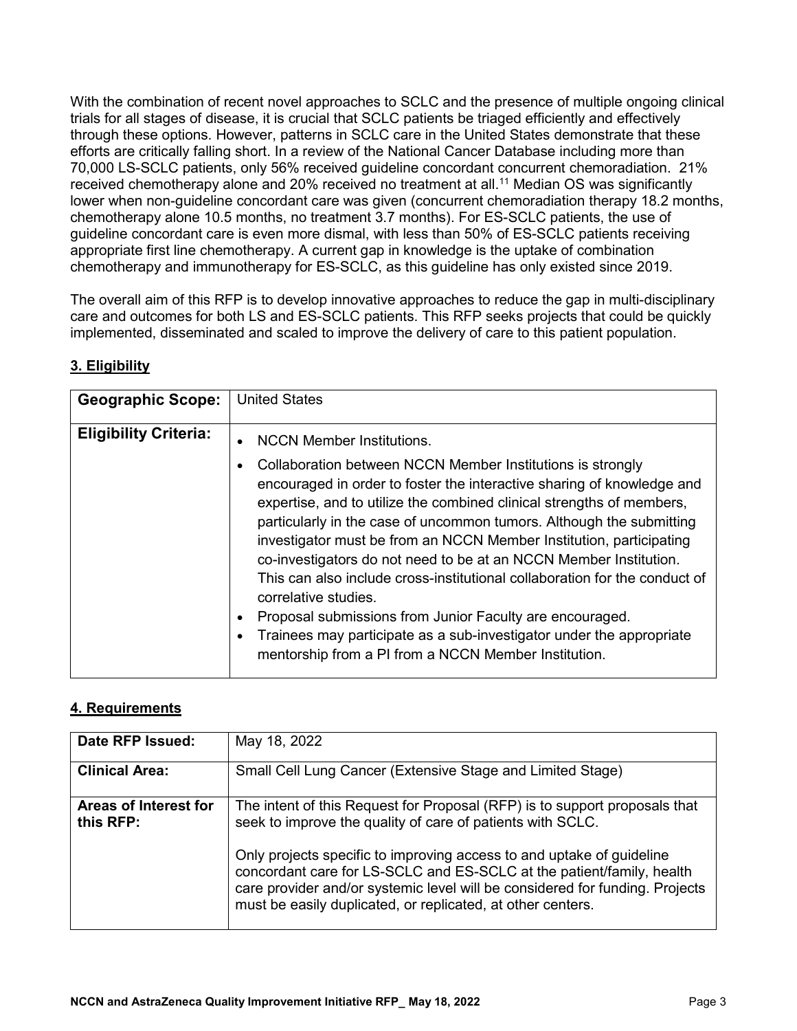With the combination of recent novel approaches to SCLC and the presence of multiple ongoing clinical trials for all stages of disease, it is crucial that SCLC patients be triaged efficiently and effectively through these options. However, patterns in SCLC care in the United States demonstrate that these efforts are critically falling short. In a review of the National Cancer Database including more than 70,000 LS-SCLC patients, only 56% received guideline concordant concurrent chemoradiation. 21% received chemotherapy alone and 20% received no treatment at all.[11] Median OS was significantly lower when non-guideline concordant care was given (concurrent chemoradiation therapy 18.2 months, chemotherapy alone 10.5 months, no treatment 3.7 months). For ES-SCLC patients, the use of guideline concordant care is even more dismal, with less than 50% of ES-SCLC patients receiving appropriate first line chemotherapy. A current gap in knowledge is the uptake of combination chemotherapy and immunotherapy for ES-SCLC, as this guideline has only existed since 2019.

The overall aim of this RFP is to develop innovative approaches to reduce the gap in multi-disciplinary care and outcomes for both LS and ES-SCLC patients. This RFP seeks projects that could be quickly implemented, disseminated and scaled to improve the delivery of care to this patient population.

## 3. Eligibility

| **Geographic Scope:** | United States |
|---|---|
| **Eligibility Criteria:** | • NCCN Member Institutions.<br>• Collaboration between NCCN Member Institutions is strongly encouraged in order to foster the interactive sharing of knowledge and expertise, and to utilize the combined clinical strengths of members, particularly in the case of uncommon tumors. Although the submitting investigator must be from an NCCN Member Institution, participating co-investigators do not need to be at an NCCN Member Institution. This can also include cross-institutional collaboration for the conduct of correlative studies.<br>• Proposal submissions from Junior Faculty are encouraged.<br>• Trainees may participate as a sub-investigator under the appropriate mentorship from a PI from a NCCN Member Institution. |

## 4. Requirements

| **Date RFP Issued:** | May 18, 2022 |
|---|---|
| **Clinical Area:** | Small Cell Lung Cancer (Extensive Stage and Limited Stage) |
| **Areas of Interest for this RFP:** | The intent of this Request for Proposal (RFP) is to support proposals that seek to improve the quality of care of patients with SCLC.<br><br>Only projects specific to improving access to and uptake of guideline concordant care for LS-SCLC and ES-SCLC at the patient/family, health care provider and/or systemic level will be considered for funding. Projects must be easily duplicated, or replicated, at other centers. |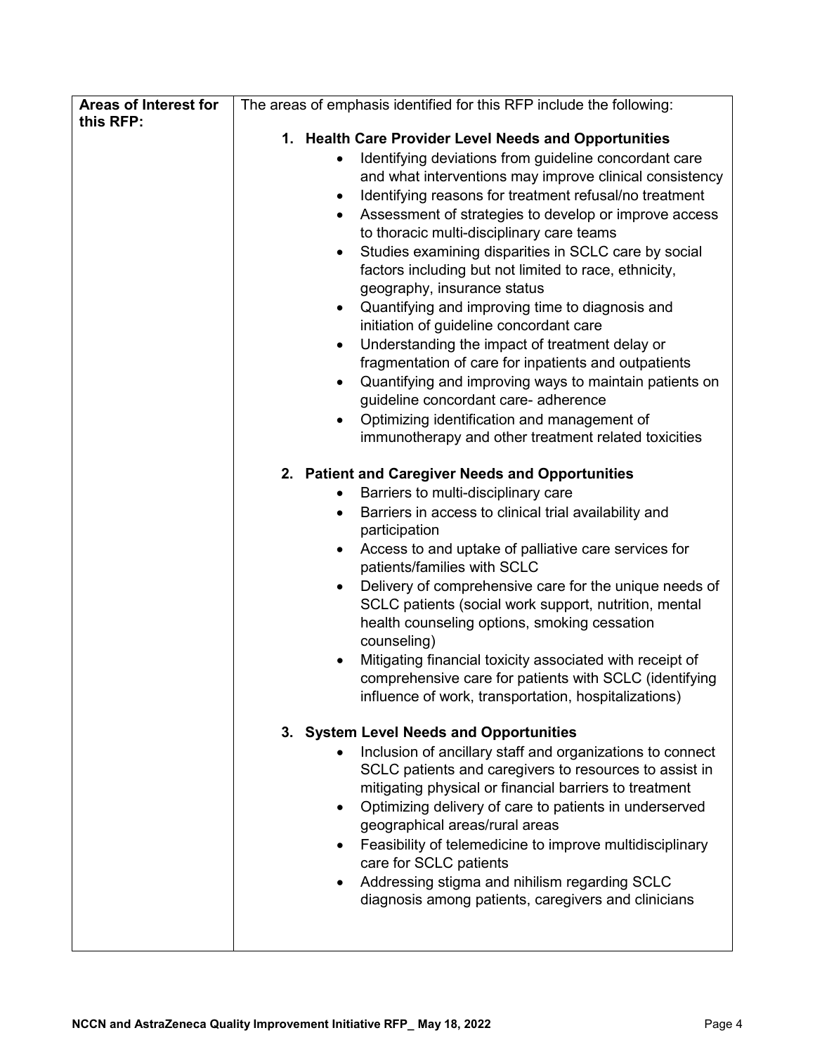| **Areas of Interest for this RFP:** | The areas of emphasis identified for this RFP include the following:<br><br>**1. Health Care Provider Level Needs and Opportunities**<br>• Identifying deviations from guideline concordant care and what interventions may improve clinical consistency<br>• Identifying reasons for treatment refusal/no treatment<br>• Assessment of strategies to develop or improve access to thoracic multi-disciplinary care teams<br>• Studies examining disparities in SCLC care by social factors including but not limited to race, ethnicity, geography, insurance status<br>• Quantifying and improving time to diagnosis and initiation of guideline concordant care<br>• Understanding the impact of treatment delay or fragmentation of care for inpatients and outpatients<br>• Quantifying and improving ways to maintain patients on guideline concordant care- adherence<br>• Optimizing identification and management of immunotherapy and other treatment related toxicities<br><br>**2. Patient and Caregiver Needs and Opportunities**<br>• Barriers to multi-disciplinary care<br>• Barriers in access to clinical trial availability and participation<br>• Access to and uptake of palliative care services for patients/families with SCLC<br>• Delivery of comprehensive care for the unique needs of SCLC patients (social work support, nutrition, mental health counseling options, smoking cessation counseling)<br>• Mitigating financial toxicity associated with receipt of comprehensive care for patients with SCLC (identifying influence of work, transportation, hospitalizations)<br><br>**3. System Level Needs and Opportunities**<br>• Inclusion of ancillary staff and organizations to connect SCLC patients and caregivers to resources to assist in mitigating physical or financial barriers to treatment<br>• Optimizing delivery of care to patients in underserved geographical areas/rural areas<br>• Feasibility of telemedicine to improve multidisciplinary care for SCLC patients<br>• Addressing stigma and nihilism regarding SCLC diagnosis among patients, caregivers and clinicians |
|---|---|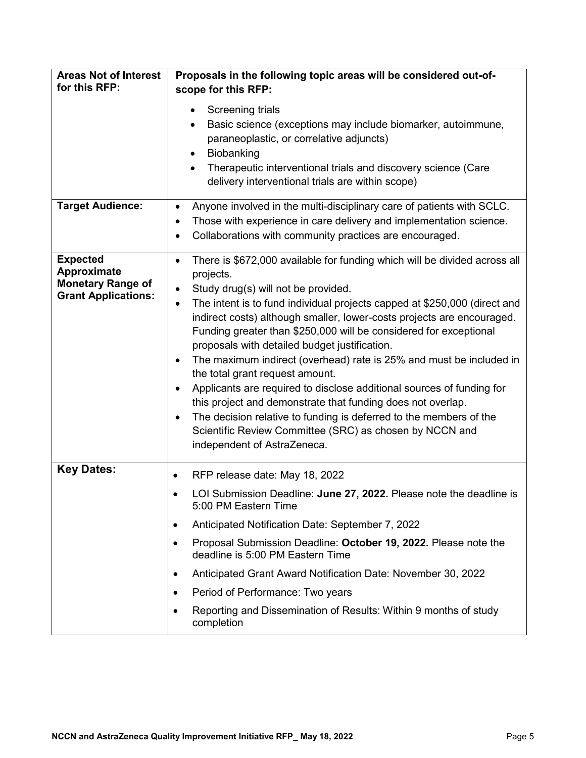| | |
|---|---|
| **Areas Not of Interest for this RFP:** | **Proposals in the following topic areas will be considered out-of-scope for this RFP:**<br>• Screening trials<br>• Basic science (exceptions may include biomarker, autoimmune, paraneoplastic, or correlative adjuncts)<br>• Biobanking<br>• Therapeutic interventional trials and discovery science (Care delivery interventional trials are within scope) |
| **Target Audience:** | • Anyone involved in the multi-disciplinary care of patients with SCLC.<br>• Those with experience in care delivery and implementation science.<br>• Collaborations with community practices are encouraged. |
| **Expected Approximate Monetary Range of Grant Applications:** | • There is $672,000 available for funding which will be divided across all projects.<br>• Study drug(s) will not be provided.<br>• The intent is to fund individual projects capped at $250,000 (direct and indirect costs) although smaller, lower-costs projects are encouraged. Funding greater than $250,000 will be considered for exceptional proposals with detailed budget justification.<br>• The maximum indirect (overhead) rate is 25% and must be included in the total grant request amount.<br>• Applicants are required to disclose additional sources of funding for this project and demonstrate that funding does not overlap.<br>• The decision relative to funding is deferred to the members of the Scientific Review Committee (SRC) as chosen by NCCN and independent of AstraZeneca. |
| **Key Dates:** | • RFP release date: May 18, 2022<br>• LOI Submission Deadline: **June 27, 2022.** Please note the deadline is 5:00 PM Eastern Time<br>• Anticipated Notification Date: September 7, 2022<br>• Proposal Submission Deadline: **October 19, 2022.** Please note the deadline is 5:00 PM Eastern Time<br>• Anticipated Grant Award Notification Date: November 30, 2022<br>• Period of Performance: Two years<br>• Reporting and Dissemination of Results: Within 9 months of study completion |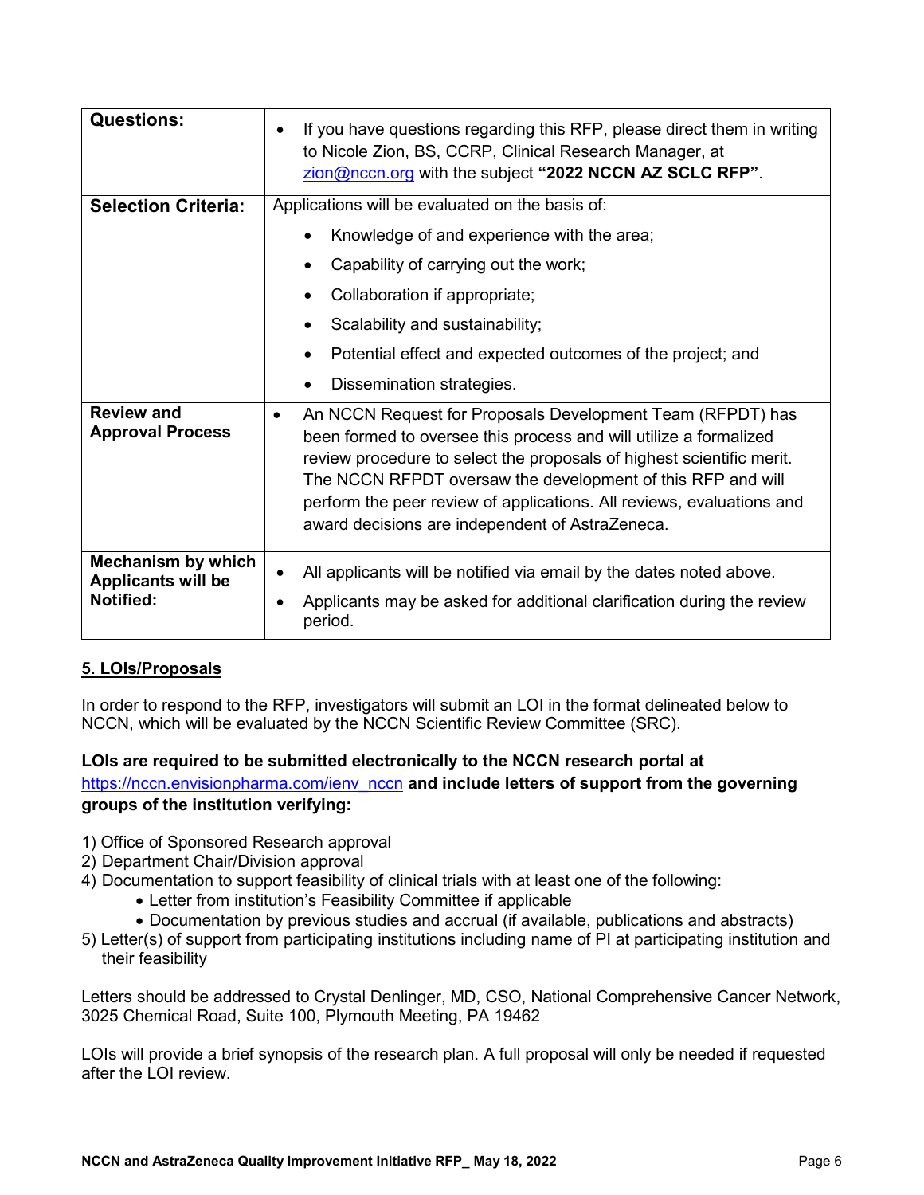| | |
|---|---|
| **Questions:** | • If you have questions regarding this RFP, please direct them in writing to Nicole Zion, BS, CCRP, Clinical Research Manager, at zion@nccn.org with the subject **"2022 NCCN AZ SCLC RFP"**. |
| **Selection Criteria:** | Applications will be evaluated on the basis of: <br> • Knowledge of and experience with the area; <br> • Capability of carrying out the work; <br> • Collaboration if appropriate; <br> • Scalability and sustainability; <br> • Potential effect and expected outcomes of the project; and <br> • Dissemination strategies. |
| **Review and Approval Process** | • An NCCN Request for Proposals Development Team (RFPDT) has been formed to oversee this process and will utilize a formalized review procedure to select the proposals of highest scientific merit. The NCCN RFPDT oversaw the development of this RFP and will perform the peer review of applications. All reviews, evaluations and award decisions are independent of AstraZeneca. |
| **Mechanism by which Applicants will be Notified:** | • All applicants will be notified via email by the dates noted above. <br> • Applicants may be asked for additional clarification during the review period. |

## 5. LOIs/Proposals

In order to respond to the RFP, investigators will submit an LOI in the format delineated below to NCCN, which will be evaluated by the NCCN Scientific Review Committee (SRC).

**LOIs are required to be submitted electronically to the NCCN research portal at** https://nccn.envisionpharma.com/ienv_nccn **and include letters of support from the governing groups of the institution verifying:**

1) Office of Sponsored Research approval
2) Department Chair/Division approval
4) Documentation to support feasibility of clinical trials with at least one of the following:
    - Letter from institution's Feasibility Committee if applicable
    - Documentation by previous studies and accrual (if available, publications and abstracts)
5) Letter(s) of support from participating institutions including name of PI at participating institution and their feasibility

Letters should be addressed to Crystal Denlinger, MD, CSO, National Comprehensive Cancer Network, 3025 Chemical Road, Suite 100, Plymouth Meeting, PA 19462

LOIs will provide a brief synopsis of the research plan. A full proposal will only be needed if requested after the LOI review.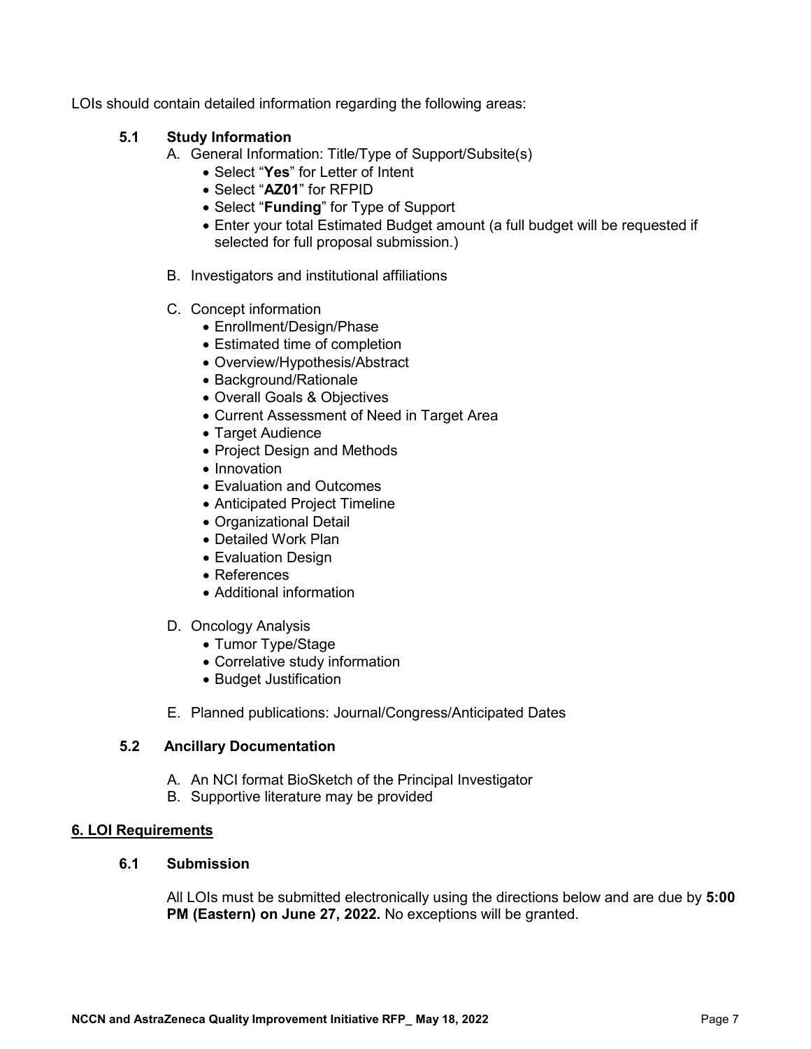LOIs should contain detailed information regarding the following areas:

### 5.1 Study Information

A. General Information: Title/Type of Support/Subsite(s)
   - Select "**Yes**" for Letter of Intent
   - Select "**AZ01**" for RFPID
   - Select "**Funding**" for Type of Support
   - Enter your total Estimated Budget amount (a full budget will be requested if selected for full proposal submission.)

B. Investigators and institutional affiliations

C. Concept information
   - Enrollment/Design/Phase
   - Estimated time of completion
   - Overview/Hypothesis/Abstract
   - Background/Rationale
   - Overall Goals & Objectives
   - Current Assessment of Need in Target Area
   - Target Audience
   - Project Design and Methods
   - Innovation
   - Evaluation and Outcomes
   - Anticipated Project Timeline
   - Organizational Detail
   - Detailed Work Plan
   - Evaluation Design
   - References
   - Additional information

D. Oncology Analysis
   - Tumor Type/Stage
   - Correlative study information
   - Budget Justification

E. Planned publications: Journal/Congress/Anticipated Dates

### 5.2 Ancillary Documentation

A. An NCI format BioSketch of the Principal Investigator
B. Supportive literature may be provided

## 6. LOI Requirements

### 6.1 Submission

All LOIs must be submitted electronically using the directions below and are due by **5:00 PM (Eastern) on June 27, 2022.** No exceptions will be granted.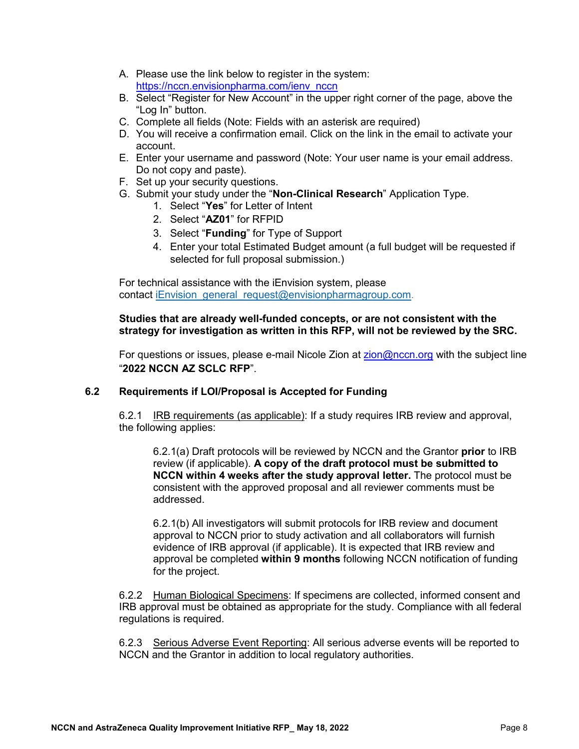A. Please use the link below to register in the system: [https://nccn.envisionpharma.com/ienv_nccn](https://nccn.envisionpharma.com/ienv_nccn)
B. Select "Register for New Account" in the upper right corner of the page, above the "Log In" button.
C. Complete all fields (Note: Fields with an asterisk are required)
D. You will receive a confirmation email. Click on the link in the email to activate your account.
E. Enter your username and password (Note: Your user name is your email address. Do not copy and paste).
F. Set up your security questions.
G. Submit your study under the "**Non-Clinical Research**" Application Type.
    1. Select "**Yes**" for Letter of Intent
    2. Select "**AZ01**" for RFPID
    3. Select "**Funding**" for Type of Support
    4. Enter your total Estimated Budget amount (a full budget will be requested if selected for full proposal submission.)

For technical assistance with the iEnvision system, please contact [iEnvision_general_request@envisionpharmagroup.com](mailto:iEnvision_general_request@envisionpharmagroup.com).

**Studies that are already well-funded concepts, or are not consistent with the strategy for investigation as written in this RFP, will not be reviewed by the SRC.**

For questions or issues, please e-mail Nicole Zion at [zion@nccn.org](mailto:zion@nccn.org) with the subject line "**2022 NCCN AZ SCLC RFP**".

### 6.2 Requirements if LOI/Proposal is Accepted for Funding

6.2.1 IRB requirements (as applicable): If a study requires IRB review and approval, the following applies:

6.2.1(a) Draft protocols will be reviewed by NCCN and the Grantor **prior** to IRB review (if applicable). **A copy of the draft protocol must be submitted to NCCN within 4 weeks after the study approval letter.** The protocol must be consistent with the approved proposal and all reviewer comments must be addressed.

6.2.1(b) All investigators will submit protocols for IRB review and document approval to NCCN prior to study activation and all collaborators will furnish evidence of IRB approval (if applicable). It is expected that IRB review and approval be completed **within 9 months** following NCCN notification of funding for the project.

6.2.2 Human Biological Specimens: If specimens are collected, informed consent and IRB approval must be obtained as appropriate for the study. Compliance with all federal regulations is required.

6.2.3 Serious Adverse Event Reporting: All serious adverse events will be reported to NCCN and the Grantor in addition to local regulatory authorities.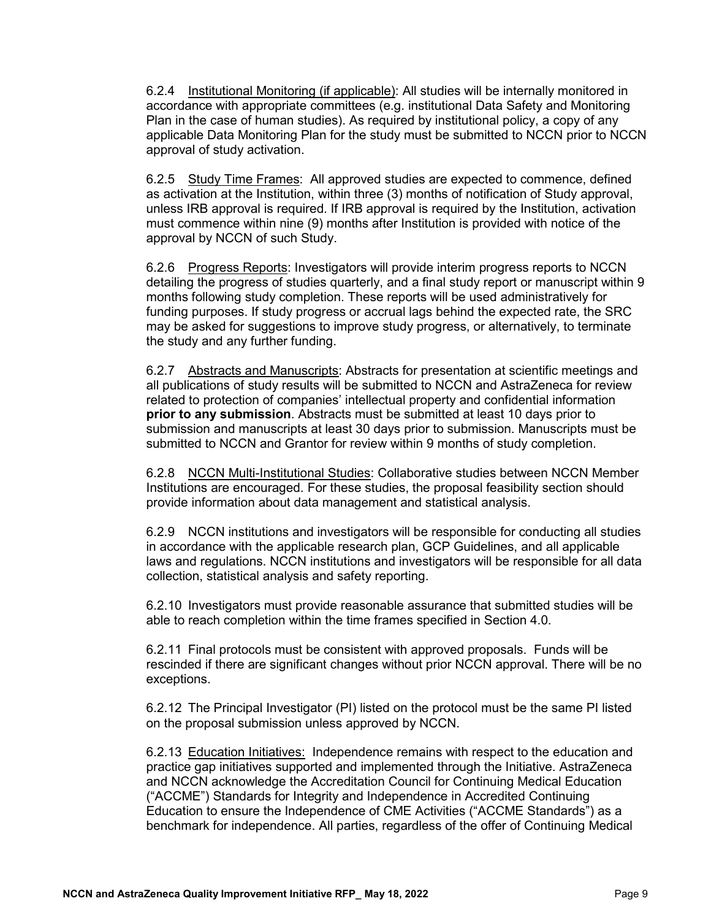6.2.4 Institutional Monitoring (if applicable): All studies will be internally monitored in accordance with appropriate committees (e.g. institutional Data Safety and Monitoring Plan in the case of human studies). As required by institutional policy, a copy of any applicable Data Monitoring Plan for the study must be submitted to NCCN prior to NCCN approval of study activation.

6.2.5 Study Time Frames: All approved studies are expected to commence, defined as activation at the Institution, within three (3) months of notification of Study approval, unless IRB approval is required. If IRB approval is required by the Institution, activation must commence within nine (9) months after Institution is provided with notice of the approval by NCCN of such Study.

6.2.6 Progress Reports: Investigators will provide interim progress reports to NCCN detailing the progress of studies quarterly, and a final study report or manuscript within 9 months following study completion. These reports will be used administratively for funding purposes. If study progress or accrual lags behind the expected rate, the SRC may be asked for suggestions to improve study progress, or alternatively, to terminate the study and any further funding.

6.2.7 Abstracts and Manuscripts: Abstracts for presentation at scientific meetings and all publications of study results will be submitted to NCCN and AstraZeneca for review related to protection of companies' intellectual property and confidential information **prior to any submission**. Abstracts must be submitted at least 10 days prior to submission and manuscripts at least 30 days prior to submission. Manuscripts must be submitted to NCCN and Grantor for review within 9 months of study completion.

6.2.8 NCCN Multi-Institutional Studies: Collaborative studies between NCCN Member Institutions are encouraged. For these studies, the proposal feasibility section should provide information about data management and statistical analysis.

6.2.9 NCCN institutions and investigators will be responsible for conducting all studies in accordance with the applicable research plan, GCP Guidelines, and all applicable laws and regulations. NCCN institutions and investigators will be responsible for all data collection, statistical analysis and safety reporting.

6.2.10 Investigators must provide reasonable assurance that submitted studies will be able to reach completion within the time frames specified in Section 4.0.

6.2.11 Final protocols must be consistent with approved proposals. Funds will be rescinded if there are significant changes without prior NCCN approval. There will be no exceptions.

6.2.12 The Principal Investigator (PI) listed on the protocol must be the same PI listed on the proposal submission unless approved by NCCN.

6.2.13 Education Initiatives: Independence remains with respect to the education and practice gap initiatives supported and implemented through the Initiative. AstraZeneca and NCCN acknowledge the Accreditation Council for Continuing Medical Education ("ACCME") Standards for Integrity and Independence in Accredited Continuing Education to ensure the Independence of CME Activities ("ACCME Standards") as a benchmark for independence. All parties, regardless of the offer of Continuing Medical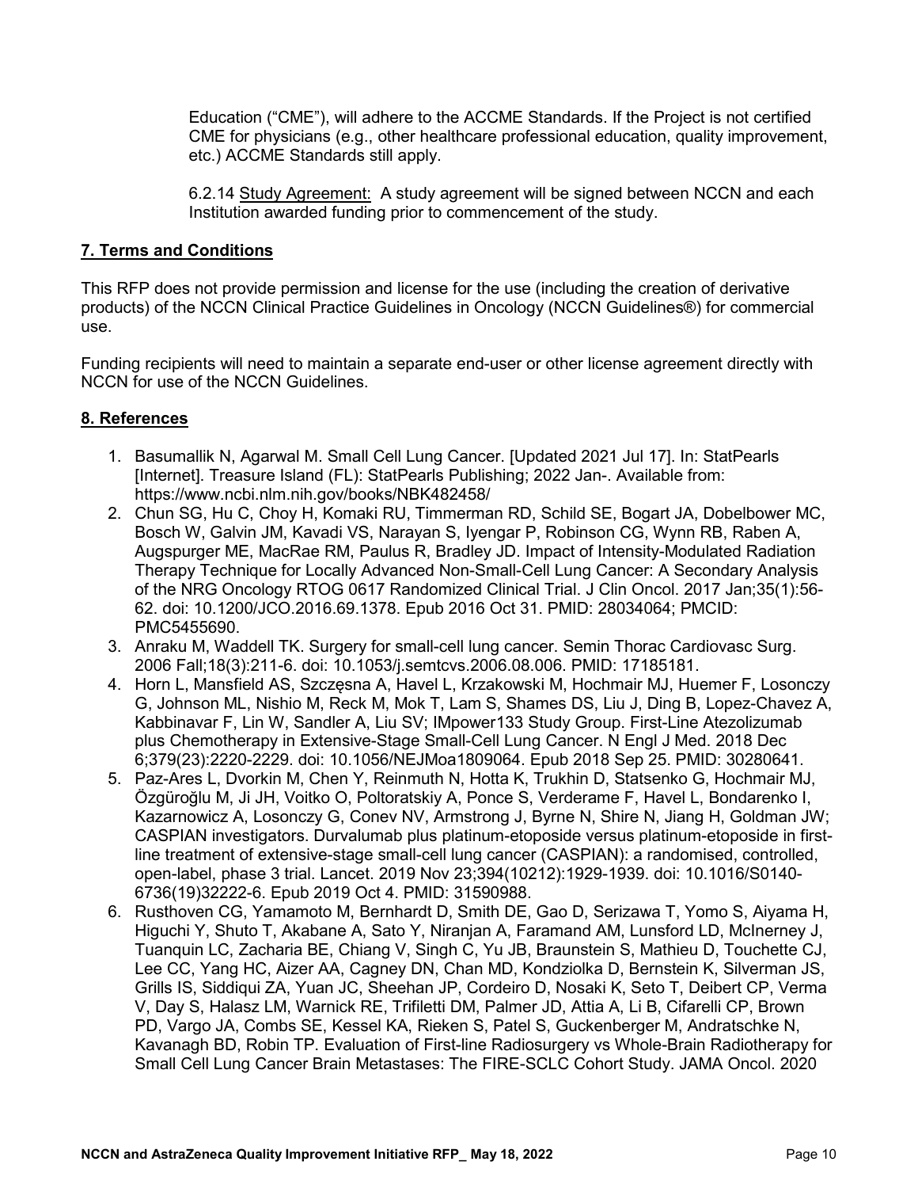Education ("CME"), will adhere to the ACCME Standards. If the Project is not certified CME for physicians (e.g., other healthcare professional education, quality improvement, etc.) ACCME Standards still apply.

6.2.14 Study Agreement: A study agreement will be signed between NCCN and each Institution awarded funding prior to commencement of the study.

## 7. Terms and Conditions

This RFP does not provide permission and license for the use (including the creation of derivative products) of the NCCN Clinical Practice Guidelines in Oncology (NCCN Guidelines®) for commercial use.

Funding recipients will need to maintain a separate end-user or other license agreement directly with NCCN for use of the NCCN Guidelines.

## 8. References

1. Basumallik N, Agarwal M. Small Cell Lung Cancer. [Updated 2021 Jul 17]. In: StatPearls [Internet]. Treasure Island (FL): StatPearls Publishing; 2022 Jan-. Available from: https://www.ncbi.nlm.nih.gov/books/NBK482458/
2. Chun SG, Hu C, Choy H, Komaki RU, Timmerman RD, Schild SE, Bogart JA, Dobelbower MC, Bosch W, Galvin JM, Kavadi VS, Narayan S, Iyengar P, Robinson CG, Wynn RB, Raben A, Augspurger ME, MacRae RM, Paulus R, Bradley JD. Impact of Intensity-Modulated Radiation Therapy Technique for Locally Advanced Non-Small-Cell Lung Cancer: A Secondary Analysis of the NRG Oncology RTOG 0617 Randomized Clinical Trial. J Clin Oncol. 2017 Jan;35(1):56-62. doi: 10.1200/JCO.2016.69.1378. Epub 2016 Oct 31. PMID: 28034064; PMCID: PMC5455690.
3. Anraku M, Waddell TK. Surgery for small-cell lung cancer. Semin Thorac Cardiovasc Surg. 2006 Fall;18(3):211-6. doi: 10.1053/j.semtcvs.2006.08.006. PMID: 17185181.
4. Horn L, Mansfield AS, Szczęsna A, Havel L, Krzakowski M, Hochmair MJ, Huemer F, Losonczy G, Johnson ML, Nishio M, Reck M, Mok T, Lam S, Shames DS, Liu J, Ding B, Lopez-Chavez A, Kabbinavar F, Lin W, Sandler A, Liu SV; IMpower133 Study Group. First-Line Atezolizumab plus Chemotherapy in Extensive-Stage Small-Cell Lung Cancer. N Engl J Med. 2018 Dec 6;379(23):2220-2229. doi: 10.1056/NEJMoa1809064. Epub 2018 Sep 25. PMID: 30280641.
5. Paz-Ares L, Dvorkin M, Chen Y, Reinmuth N, Hotta K, Trukhin D, Statsenko G, Hochmair MJ, Özgüroğlu M, Ji JH, Voitko O, Poltoratskiy A, Ponce S, Verderame F, Havel L, Bondarenko I, Kazarnowicz A, Losonczy G, Conev NV, Armstrong J, Byrne N, Shire N, Jiang H, Goldman JW; CASPIAN investigators. Durvalumab plus platinum-etoposide versus platinum-etoposide in first-line treatment of extensive-stage small-cell lung cancer (CASPIAN): a randomised, controlled, open-label, phase 3 trial. Lancet. 2019 Nov 23;394(10212):1929-1939. doi: 10.1016/S0140-6736(19)32222-6. Epub 2019 Oct 4. PMID: 31590988.
6. Rusthoven CG, Yamamoto M, Bernhardt D, Smith DE, Gao D, Serizawa T, Yomo S, Aiyama H, Higuchi Y, Shuto T, Akabane A, Sato Y, Niranjan A, Faramand AM, Lunsford LD, McInerney J, Tuanquin LC, Zacharia BE, Chiang V, Singh C, Yu JB, Braunstein S, Mathieu D, Touchette CJ, Lee CC, Yang HC, Aizer AA, Cagney DN, Chan MD, Kondziolka D, Bernstein K, Silverman JS, Grills IS, Siddiqui ZA, Yuan JC, Sheehan JP, Cordeiro D, Nosaki K, Seto T, Deibert CP, Verma V, Day S, Halasz LM, Warnick RE, Trifiletti DM, Palmer JD, Attia A, Li B, Cifarelli CP, Brown PD, Vargo JA, Combs SE, Kessel KA, Rieken S, Patel S, Guckenberger M, Andratschke N, Kavanagh BD, Robin TP. Evaluation of First-line Radiosurgery vs Whole-Brain Radiotherapy for Small Cell Lung Cancer Brain Metastases: The FIRE-SCLC Cohort Study. JAMA Oncol. 2020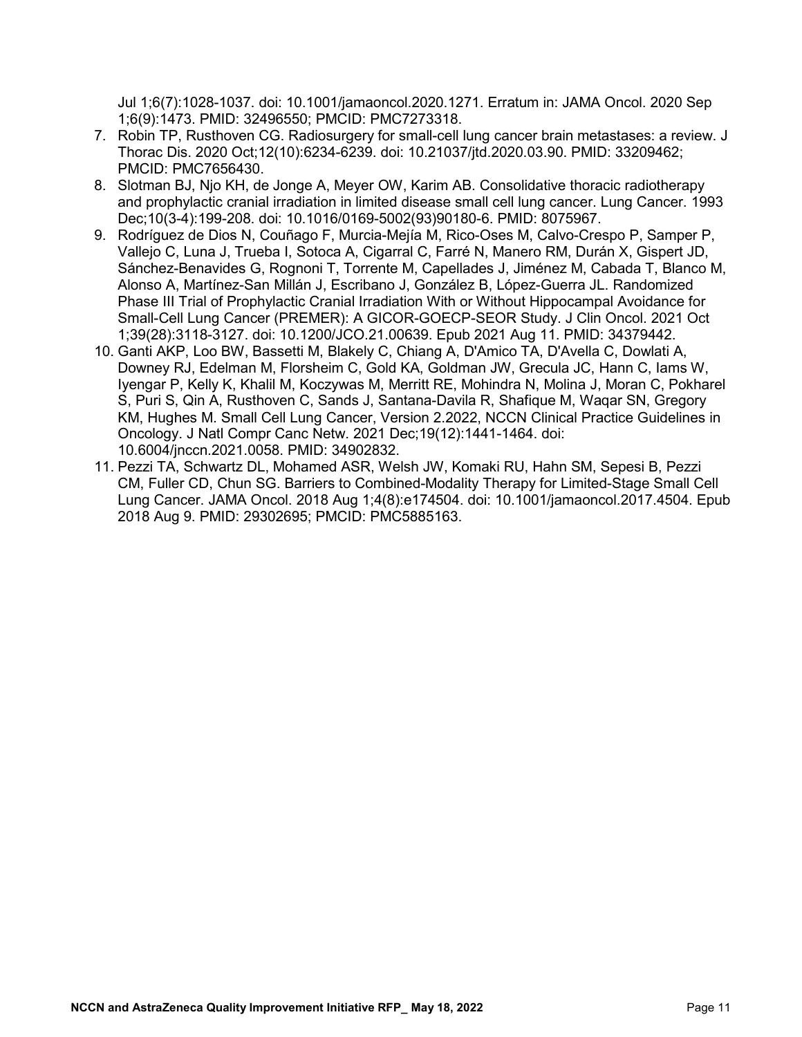Jul 1;6(7):1028-1037. doi: 10.1001/jamaoncol.2020.1271. Erratum in: JAMA Oncol. 2020 Sep 1;6(9):1473. PMID: 32496550; PMCID: PMC7273318.

7. Robin TP, Rusthoven CG. Radiosurgery for small-cell lung cancer brain metastases: a review. J Thorac Dis. 2020 Oct;12(10):6234-6239. doi: 10.21037/jtd.2020.03.90. PMID: 33209462; PMCID: PMC7656430.
8. Slotman BJ, Njo KH, de Jonge A, Meyer OW, Karim AB. Consolidative thoracic radiotherapy and prophylactic cranial irradiation in limited disease small cell lung cancer. Lung Cancer. 1993 Dec;10(3-4):199-208. doi: 10.1016/0169-5002(93)90180-6. PMID: 8075967.
9. Rodríguez de Dios N, Couñago F, Murcia-Mejía M, Rico-Oses M, Calvo-Crespo P, Samper P, Vallejo C, Luna J, Trueba I, Sotoca A, Cigarral C, Farré N, Manero RM, Durán X, Gispert JD, Sánchez-Benavides G, Rognoni T, Torrente M, Capellades J, Jiménez M, Cabada T, Blanco M, Alonso A, Martínez-San Millán J, Escribano J, González B, López-Guerra JL. Randomized Phase III Trial of Prophylactic Cranial Irradiation With or Without Hippocampal Avoidance for Small-Cell Lung Cancer (PREMER): A GICOR-GOECP-SEOR Study. J Clin Oncol. 2021 Oct 1;39(28):3118-3127. doi: 10.1200/JCO.21.00639. Epub 2021 Aug 11. PMID: 34379442.
10. Ganti AKP, Loo BW, Bassetti M, Blakely C, Chiang A, D'Amico TA, D'Avella C, Dowlati A, Downey RJ, Edelman M, Florsheim C, Gold KA, Goldman JW, Grecula JC, Hann C, Iams W, Iyengar P, Kelly K, Khalil M, Koczywas M, Merritt RE, Mohindra N, Molina J, Moran C, Pokharel S, Puri S, Qin A, Rusthoven C, Sands J, Santana-Davila R, Shafique M, Waqar SN, Gregory KM, Hughes M. Small Cell Lung Cancer, Version 2.2022, NCCN Clinical Practice Guidelines in Oncology. J Natl Compr Canc Netw. 2021 Dec;19(12):1441-1464. doi: 10.6004/jnccn.2021.0058. PMID: 34902832.
11. Pezzi TA, Schwartz DL, Mohamed ASR, Welsh JW, Komaki RU, Hahn SM, Sepesi B, Pezzi CM, Fuller CD, Chun SG. Barriers to Combined-Modality Therapy for Limited-Stage Small Cell Lung Cancer. JAMA Oncol. 2018 Aug 1;4(8):e174504. doi: 10.1001/jamaoncol.2017.4504. Epub 2018 Aug 9. PMID: 29302695; PMCID: PMC5885163.